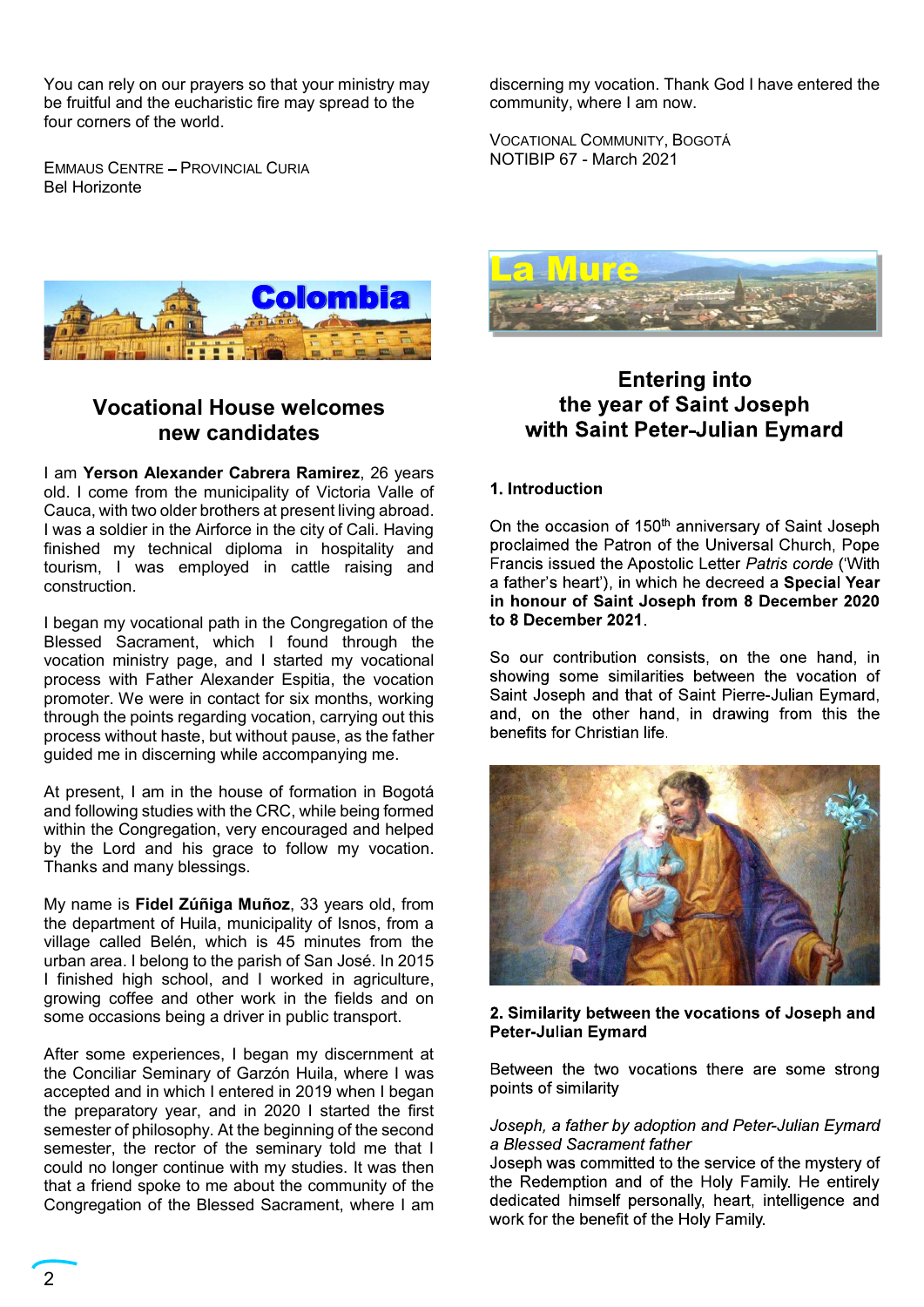You can rely on our prayers so that your ministry may be fruitful and the eucharistic fire may spread to the four corners of the world.

Emmaus Centre – Provincial Curia
Bel Horizonte

# Colombia

## Vocational House welcomes new candidates

I am **Yerson Alexander Cabrera Ramirez**, 26 years old. I come from the municipality of Victoria Valle of Cauca, with two older brothers at present living abroad. I was a soldier in the Airforce in the city of Cali. Having finished my technical diploma in hospitality and tourism, I was employed in cattle raising and construction.

I began my vocational path in the Congregation of the Blessed Sacrament, which I found through the vocation ministry page, and I started my vocational process with Father Alexander Espitia, the vocation promoter. We were in contact for six months, working through the points regarding vocation, carrying out this process without haste, but without pause, as the father guided me in discerning while accompanying me.

At present, I am in the house of formation in Bogotá and following studies with the CRC, while being formed within the Congregation, very encouraged and helped by the Lord and his grace to follow my vocation. Thanks and many blessings.

My name is **Fidel Zúñiga Muñoz**, 33 years old, from the department of Huila, municipality of Isnos, from a village called Belén, which is 45 minutes from the urban area. I belong to the parish of San José. In 2015 I finished high school, and I worked in agriculture, growing coffee and other work in the fields and on some occasions being a driver in public transport.

After some experiences, I began my discernment at the Conciliar Seminary of Garzón Huila, where I was accepted and in which I entered in 2019 when I began the preparatory year, and in 2020 I started the first semester of philosophy. At the beginning of the second semester, the rector of the seminary told me that I could no longer continue with my studies. It was then that a friend spoke to me about the community of the Congregation of the Blessed Sacrament, where I am discerning my vocation. Thank God I have entered the community, where I am now.

Vocational Community, Bogotá
NOTIBIP 67 - March 2021

# La Mure

## Entering into the year of Saint Joseph with Saint Peter-Julian Eymard

### 1. Introduction

On the occasion of 150th anniversary of Saint Joseph proclaimed the Patron of the Universal Church, Pope Francis issued the Apostolic Letter *Patris corde* ('With a father's heart'), in which he decreed a **Special Year in honour of Saint Joseph from 8 December 2020 to 8 December 2021**.

So our contribution consists, on the one hand, in showing some similarities between the vocation of Saint Joseph and that of Saint Pierre-Julian Eymard, and, on the other hand, in drawing from this the benefits for Christian life.

### 2. Similarity between the vocations of Joseph and Peter-Julian Eymard

Between the two vocations there are some strong points of similarity

*Joseph, a father by adoption and Peter-Julian Eymard a Blessed Sacrament father*

Joseph was committed to the service of the mystery of the Redemption and of the Holy Family. He entirely dedicated himself personally, heart, intelligence and work for the benefit of the Holy Family.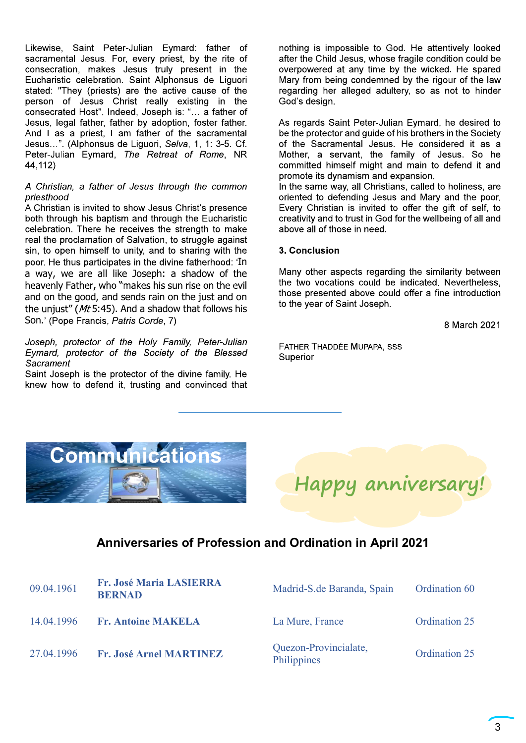Likewise, Saint Peter-Julian Eymard: father of sacramental Jesus. For, every priest, by the rite of consecration, makes Jesus truly present in the Eucharistic celebration. Saint Alphonsus de Liguori stated: "They (priests) are the active cause of the person of Jesus Christ really existing in the consecrated Host". Indeed, Joseph is: "… a father of Jesus, legal father, father by adoption, foster father. And I as a priest, I am father of the sacramental Jesus…". (Alphonsus de Liguori, *Selva*, 1, 1: 3-5. Cf. Peter-Julian Eymard, *The Retreat of Rome*, NR 44,112)

*A Christian, a father of Jesus through the common priesthood*

A Christian is invited to show Jesus Christ's presence both through his baptism and through the Eucharistic celebration. There he receives the strength to make real the proclamation of Salvation, to struggle against sin, to open himself to unity, and to sharing with the poor. He thus participates in the divine fatherhood: 'In a way, we are all like Joseph: a shadow of the heavenly Father, who "makes his sun rise on the evil and on the good, and sends rain on the just and on the unjust" (*Mt* 5:45). And a shadow that follows his Son.' (Pope Francis, *Patris Corde*, 7)

*Joseph, protector of the Holy Family, Peter-Julian Eymard, protector of the Society of the Blessed Sacrament*

Saint Joseph is the protector of the divine family. He knew how to defend it, trusting and convinced that nothing is impossible to God. He attentively looked after the Child Jesus, whose fragile condition could be overpowered at any time by the wicked. He spared Mary from being condemned by the rigour of the law regarding her alleged adultery, so as not to hinder God's design.

As regards Saint Peter-Julian Eymard, he desired to be the protector and guide of his brothers in the Society of the Sacramental Jesus. He considered it as a Mother, a servant, the family of Jesus. So he committed himself might and main to defend it and promote its dynamism and expansion.

In the same way, all Christians, called to holiness, are oriented to defending Jesus and Mary and the poor. Every Christian is invited to offer the gift of self, to creativity and to trust in God for the wellbeing of all and above all of those in need.

**3. Conclusion**

Many other aspects regarding the similarity between the two vocations could be indicated. Nevertheless, those presented above could offer a fine introduction to the year of Saint Joseph.

8 March 2021

Father Thaddée Mupapa, sss
Superior

# Communications

*Happy anniversary!*

## Anniversaries of Profession and Ordination in April 2021

| | | | |
|---|---|---|---|
| 09.04.1961 | **Fr. José Maria LASIERRA BERNAD** | Madrid-S.de Baranda, Spain | Ordination 60 |
| 14.04.1996 | **Fr. Antoine MAKELA** | La Mure, France | Ordination 25 |
| 27.04.1996 | **Fr. José Arnel MARTINEZ** | Quezon-Provincialate, Philippines | Ordination 25 |